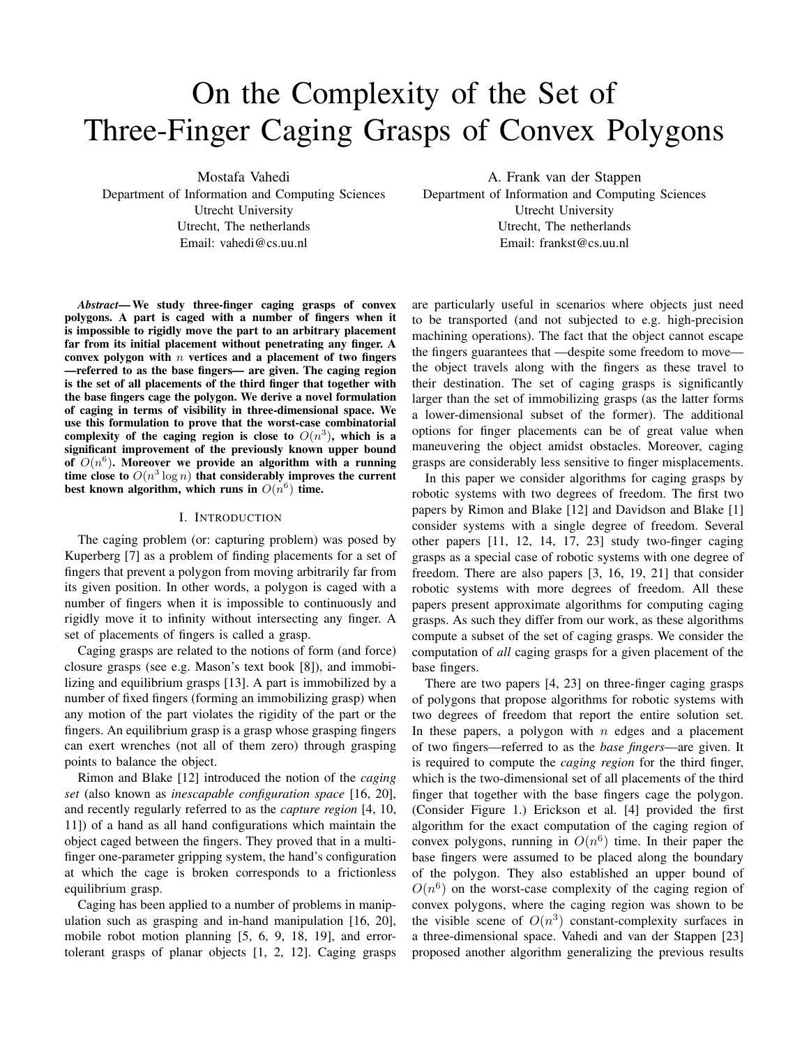# On the Complexity of the Set of Three-Finger Caging Grasps of Convex Polygons

Mostafa Vahedi
Department of Information and Computing Sciences
Utrecht University
Utrecht, The netherlands
Email: vahedi@cs.uu.nl

A. Frank van der Stappen
Department of Information and Computing Sciences
Utrecht University
Utrecht, The netherlands
Email: frankst@cs.uu.nl

***Abstract*— We study three-finger caging grasps of convex polygons. A part is caged with a number of fingers when it is impossible to rigidly move the part to an arbitrary placement far from its initial placement without penetrating any finger. A convex polygon with $n$ vertices and a placement of two fingers —referred to as the base fingers— are given. The caging region is the set of all placements of the third finger that together with the base fingers cage the polygon. We derive a novel formulation of caging in terms of visibility in three-dimensional space. We use this formulation to prove that the worst-case combinatorial complexity of the caging region is close to $O(n^3)$, which is a significant improvement of the previously known upper bound of $O(n^6)$. Moreover we provide an algorithm with a running time close to $O(n^3 \log n)$ that considerably improves the current best known algorithm, which runs in $O(n^6)$ time.**

## I. Introduction

The caging problem (or: capturing problem) was posed by Kuperberg [7] as a problem of finding placements for a set of fingers that prevent a polygon from moving arbitrarily far from its given position. In other words, a polygon is caged with a number of fingers when it is impossible to continuously and rigidly move it to infinity without intersecting any finger. A set of placements of fingers is called a grasp.

Caging grasps are related to the notions of form (and force) closure grasps (see e.g. Mason's text book [8]), and immobilizing and equilibrium grasps [13]. A part is immobilized by a number of fixed fingers (forming an immobilizing grasp) when any motion of the part violates the rigidity of the part or the fingers. An equilibrium grasp is a grasp whose grasping fingers can exert wrenches (not all of them zero) through grasping points to balance the object.

Rimon and Blake [12] introduced the notion of the *caging set* (also known as *inescapable configuration space* [16, 20], and recently regularly referred to as the *capture region* [4, 10, 11]) of a hand as all hand configurations which maintain the object caged between the fingers. They proved that in a multi-finger one-parameter gripping system, the hand's configuration at which the cage is broken corresponds to a frictionless equilibrium grasp.

Caging has been applied to a number of problems in manipulation such as grasping and in-hand manipulation [16, 20], mobile robot motion planning [5, 6, 9, 18, 19], and error-tolerant grasps of planar objects [1, 2, 12]. Caging grasps are particularly useful in scenarios where objects just need to be transported (and not subjected to e.g. high-precision machining operations). The fact that the object cannot escape the fingers guarantees that —despite some freedom to move— the object travels along with the fingers as these travel to their destination. The set of caging grasps is significantly larger than the set of immobilizing grasps (as the latter forms a lower-dimensional subset of the former). The additional options for finger placements can be of great value when maneuvering the object amidst obstacles. Moreover, caging grasps are considerably less sensitive to finger misplacements.

In this paper we consider algorithms for caging grasps by robotic systems with two degrees of freedom. The first two papers by Rimon and Blake [12] and Davidson and Blake [1] consider systems with a single degree of freedom. Several other papers [11, 12, 14, 17, 23] study two-finger caging grasps as a special case of robotic systems with one degree of freedom. There are also papers [3, 16, 19, 21] that consider robotic systems with more degrees of freedom. All these papers present approximate algorithms for computing caging grasps. As such they differ from our work, as these algorithms compute a subset of the set of caging grasps. We consider the computation of *all* caging grasps for a given placement of the base fingers.

There are two papers [4, 23] on three-finger caging grasps of polygons that propose algorithms for robotic systems with two degrees of freedom that report the entire solution set. In these papers, a polygon with $n$ edges and a placement of two fingers—referred to as the *base fingers*—are given. It is required to compute the *caging region* for the third finger, which is the two-dimensional set of all placements of the third finger that together with the base fingers cage the polygon. (Consider Figure 1.) Erickson et al. [4] provided the first algorithm for the exact computation of the caging region of convex polygons, running in $O(n^6)$ time. In their paper the base fingers were assumed to be placed along the boundary of the polygon. They also established an upper bound of $O(n^6)$ on the worst-case complexity of the caging region of convex polygons, where the caging region was shown to be the visible scene of $O(n^3)$ constant-complexity surfaces in a three-dimensional space. Vahedi and van der Stappen [23] proposed another algorithm generalizing the previous results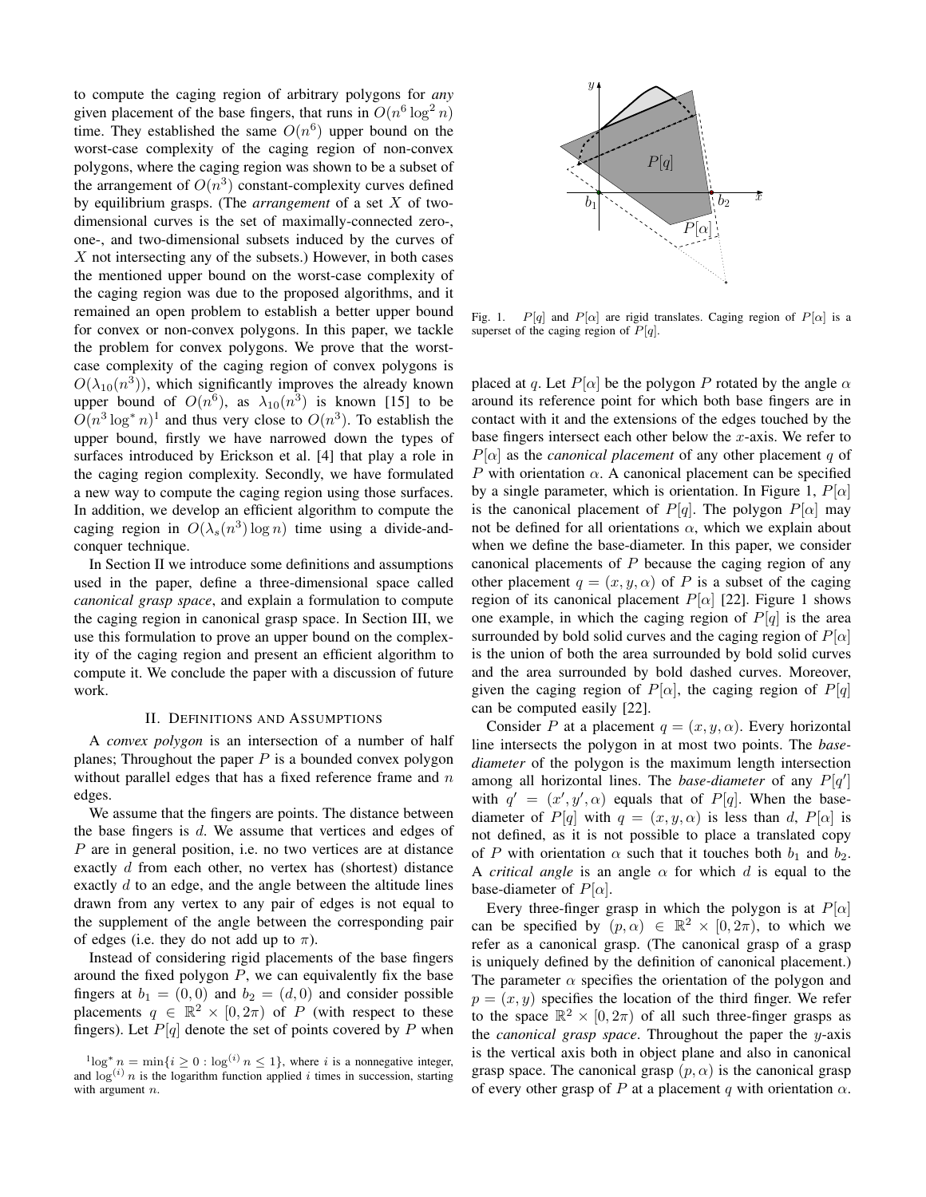to compute the caging region of arbitrary polygons for *any* given placement of the base fingers, that runs in $O(n^6 \log^2 n)$ time. They established the same $O(n^6)$ upper bound on the worst-case complexity of the caging region of non-convex polygons, where the caging region was shown to be a subset of the arrangement of $O(n^3)$ constant-complexity curves defined by equilibrium grasps. (The *arrangement* of a set $X$ of two-dimensional curves is the set of maximally-connected zero-, one-, and two-dimensional subsets induced by the curves of $X$ not intersecting any of the subsets.) However, in both cases the mentioned upper bound on the worst-case complexity of the caging region was due to the proposed algorithms, and it remained an open problem to establish a better upper bound for convex or non-convex polygons. In this paper, we tackle the problem for convex polygons. We prove that the worst-case complexity of the caging region of convex polygons is $O(\lambda_{10}(n^3))$, which significantly improves the already known upper bound of $O(n^6)$, as $\lambda_{10}(n^3)$ is known [15] to be $O(n^3 \log^* n)$[1] and thus very close to $O(n^3)$. To establish the upper bound, firstly we have narrowed down the types of surfaces introduced by Erickson et al. [4] that play a role in the caging region complexity. Secondly, we have formulated a new way to compute the caging region using those surfaces. In addition, we develop an efficient algorithm to compute the caging region in $O(\lambda_s(n^3) \log n)$ time using a divide-and-conquer technique.

In Section II we introduce some definitions and assumptions used in the paper, define a three-dimensional space called *canonical grasp space*, and explain a formulation to compute the caging region in canonical grasp space. In Section III, we use this formulation to prove an upper bound on the complexity of the caging region and present an efficient algorithm to compute it. We conclude the paper with a discussion of future work.

## II. Definitions and Assumptions

A *convex polygon* is an intersection of a number of half planes; Throughout the paper $P$ is a bounded convex polygon without parallel edges that has a fixed reference frame and $n$ edges.

We assume that the fingers are points. The distance between the base fingers is $d$. We assume that vertices and edges of $P$ are in general position, i.e. no two vertices are at distance exactly $d$ from each other, no vertex has (shortest) distance exactly $d$ to an edge, and the angle between the altitude lines drawn from any vertex to any pair of edges is not equal to the supplement of the angle between the corresponding pair of edges (i.e. they do not add up to $\pi$).

Instead of considering rigid placements of the base fingers around the fixed polygon $P$, we can equivalently fix the base fingers at $b_1 = (0, 0)$ and $b_2 = (d, 0)$ and consider possible placements $q \in \mathbb{R}^2 \times [0, 2\pi)$ of $P$ (with respect to these fingers). Let $P[q]$ denote the set of points covered by $P$ when

[1] $\log^* n = \min\{i \geq 0 : \log^{(i)} n \leq 1\}$, where $i$ is a nonnegative integer, and $\log^{(i)} n$ is the logarithm function applied $i$ times in succession, starting with argument $n$.

Fig. 1. $P[q]$ and $P[\alpha]$ are rigid translates. Caging region of $P[\alpha]$ is a superset of the caging region of $P[q]$.

placed at $q$. Let $P[\alpha]$ be the polygon $P$ rotated by the angle $\alpha$ around its reference point for which both base fingers are in contact with it and the extensions of the edges touched by the base fingers intersect each other below the $x$-axis. We refer to $P[\alpha]$ as the *canonical placement* of any other placement $q$ of $P$ with orientation $\alpha$. A canonical placement can be specified by a single parameter, which is orientation. In Figure 1, $P[\alpha]$ is the canonical placement of $P[q]$. The polygon $P[\alpha]$ may not be defined for all orientations $\alpha$, which we explain about when we define the base-diameter. In this paper, we consider canonical placements of $P$ because the caging region of any other placement $q = (x, y, \alpha)$ of $P$ is a subset of the caging region of its canonical placement $P[\alpha]$ [22]. Figure 1 shows one example, in which the caging region of $P[q]$ is the area surrounded by bold solid curves and the caging region of $P[\alpha]$ is the union of both the area surrounded by bold solid curves and the area surrounded by bold dashed curves. Moreover, given the caging region of $P[\alpha]$, the caging region of $P[q]$ can be computed easily [22].

Consider $P$ at a placement $q = (x, y, \alpha)$. Every horizontal line intersects the polygon in at most two points. The *base-diameter* of the polygon is the maximum length intersection among all horizontal lines. The *base-diameter* of any $P[q']$ with $q' = (x', y', \alpha)$ equals that of $P[q]$. When the base-diameter of $P[q]$ with $q = (x, y, \alpha)$ is less than $d$, $P[\alpha]$ is not defined, as it is not possible to place a translated copy of $P$ with orientation $\alpha$ such that it touches both $b_1$ and $b_2$. A *critical angle* is an angle $\alpha$ for which $d$ is equal to the base-diameter of $P[\alpha]$.

Every three-finger grasp in which the polygon is at $P[\alpha]$ can be specified by $(p, \alpha) \in \mathbb{R}^2 \times [0, 2\pi)$, to which we refer as a canonical grasp. (The canonical grasp of a grasp is uniquely defined by the definition of canonical placement.) The parameter $\alpha$ specifies the orientation of the polygon and $p = (x, y)$ specifies the location of the third finger. We refer to the space $\mathbb{R}^2 \times [0, 2\pi)$ of all such three-finger grasps as the *canonical grasp space*. Throughout the paper the $y$-axis is the vertical axis both in object plane and also in canonical grasp space. The canonical grasp $(p, \alpha)$ is the canonical grasp of every other grasp of $P$ at a placement $q$ with orientation $\alpha$.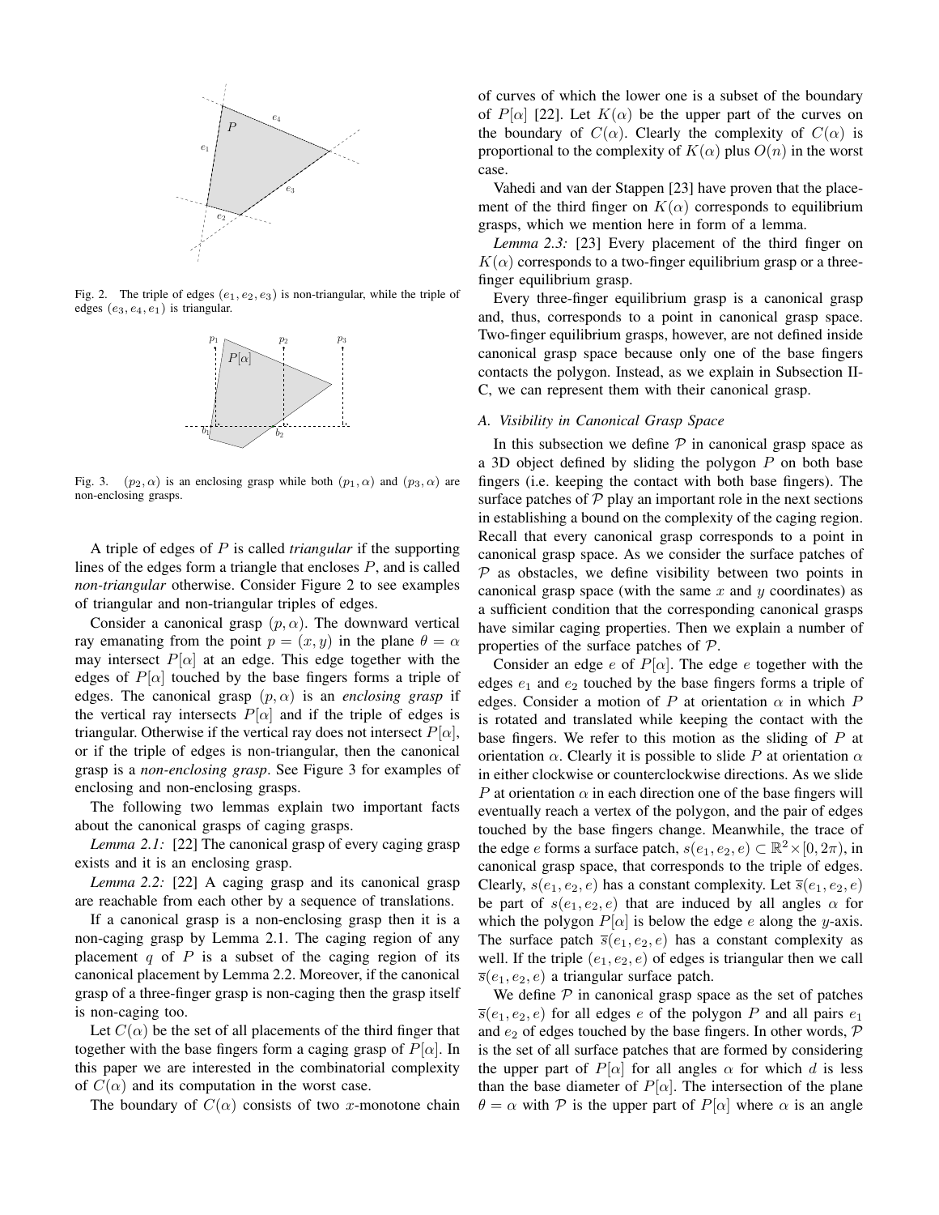Fig. 2. The triple of edges $(e_1, e_2, e_3)$ is non-triangular, while the triple of edges $(e_3, e_4, e_1)$ is triangular.

Fig. 3. $(p_2, \alpha)$ is an enclosing grasp while both $(p_1, \alpha)$ and $(p_3, \alpha)$ are non-enclosing grasps.

A triple of edges of $P$ is called *triangular* if the supporting lines of the edges form a triangle that encloses $P$, and is called *non-triangular* otherwise. Consider Figure 2 to see examples of triangular and non-triangular triples of edges.

Consider a canonical grasp $(p, \alpha)$. The downward vertical ray emanating from the point $p = (x, y)$ in the plane $\theta = \alpha$ may intersect $P[\alpha]$ at an edge. This edge together with the edges of $P[\alpha]$ touched by the base fingers forms a triple of edges. The canonical grasp $(p, \alpha)$ is an *enclosing grasp* if the vertical ray intersects $P[\alpha]$ and if the triple of edges is triangular. Otherwise if the vertical ray does not intersect $P[\alpha]$, or if the triple of edges is non-triangular, then the canonical grasp is a *non-enclosing grasp*. See Figure 3 for examples of enclosing and non-enclosing grasps.

The following two lemmas explain two important facts about the canonical grasps of caging grasps.

*Lemma 2.1:* [22] The canonical grasp of every caging grasp exists and it is an enclosing grasp.

*Lemma 2.2:* [22] A caging grasp and its canonical grasp are reachable from each other by a sequence of translations.

If a canonical grasp is a non-enclosing grasp then it is a non-caging grasp by Lemma 2.1. The caging region of any placement $q$ of $P$ is a subset of the caging region of its canonical placement by Lemma 2.2. Moreover, if the canonical grasp of a three-finger grasp is non-caging then the grasp itself is non-caging too.

Let $C(\alpha)$ be the set of all placements of the third finger that together with the base fingers form a caging grasp of $P[\alpha]$. In this paper we are interested in the combinatorial complexity of $C(\alpha)$ and its computation in the worst case.

The boundary of $C(\alpha)$ consists of two $x$-monotone chain of curves of which the lower one is a subset of the boundary of $P[\alpha]$ [22]. Let $K(\alpha)$ be the upper part of the curves on the boundary of $C(\alpha)$. Clearly the complexity of $C(\alpha)$ is proportional to the complexity of $K(\alpha)$ plus $O(n)$ in the worst case.

Vahedi and van der Stappen [23] have proven that the placement of the third finger on $K(\alpha)$ corresponds to equilibrium grasps, which we mention here in form of a lemma.

*Lemma 2.3:* [23] Every placement of the third finger on $K(\alpha)$ corresponds to a two-finger equilibrium grasp or a three-finger equilibrium grasp.

Every three-finger equilibrium grasp is a canonical grasp and, thus, corresponds to a point in canonical grasp space. Two-finger equilibrium grasps, however, are not defined inside canonical grasp space because only one of the base fingers contacts the polygon. Instead, as we explain in Subsection II-C, we can represent them with their canonical grasp.

### A. Visibility in Canonical Grasp Space

In this subsection we define $\mathcal{P}$ in canonical grasp space as a 3D object defined by sliding the polygon $P$ on both base fingers (i.e. keeping the contact with both base fingers). The surface patches of $\mathcal{P}$ play an important role in the next sections in establishing a bound on the complexity of the caging region. Recall that every canonical grasp corresponds to a point in canonical grasp space. As we consider the surface patches of $\mathcal{P}$ as obstacles, we define visibility between two points in canonical grasp space (with the same $x$ and $y$ coordinates) as a sufficient condition that the corresponding canonical grasps have similar caging properties. Then we explain a number of properties of the surface patches of $\mathcal{P}$.

Consider an edge $e$ of $P[\alpha]$. The edge $e$ together with the edges $e_1$ and $e_2$ touched by the base fingers forms a triple of edges. Consider a motion of $P$ at orientation $\alpha$ in which $P$ is rotated and translated while keeping the contact with the base fingers. We refer to this motion as the sliding of $P$ at orientation $\alpha$. Clearly it is possible to slide $P$ at orientation $\alpha$ in either clockwise or counterclockwise directions. As we slide $P$ at orientation $\alpha$ in each direction one of the base fingers will eventually reach a vertex of the polygon, and the pair of edges touched by the base fingers change. Meanwhile, the trace of the edge $e$ forms a surface patch, $s(e_1, e_2, e) \subset \mathbb{R}^2 \times [0, 2\pi)$, in canonical grasp space, that corresponds to the triple of edges. Clearly, $s(e_1, e_2, e)$ has a constant complexity. Let $\overline{s}(e_1, e_2, e)$ be part of $s(e_1, e_2, e)$ that are induced by all angles $\alpha$ for which the polygon $P[\alpha]$ is below the edge $e$ along the $y$-axis. The surface patch $\overline{s}(e_1, e_2, e)$ has a constant complexity as well. If the triple $(e_1, e_2, e)$ of edges is triangular then we call $\overline{s}(e_1, e_2, e)$ a triangular surface patch.

We define $\mathcal{P}$ in canonical grasp space as the set of patches $\overline{s}(e_1, e_2, e)$ for all edges $e$ of the polygon $P$ and all pairs $e_1$ and $e_2$ of edges touched by the base fingers. In other words, $\mathcal{P}$ is the set of all surface patches that are formed by considering the upper part of $P[\alpha]$ for all angles $\alpha$ for which $d$ is less than the base diameter of $P[\alpha]$. The intersection of the plane $\theta = \alpha$ with $\mathcal{P}$ is the upper part of $P[\alpha]$ where $\alpha$ is an angle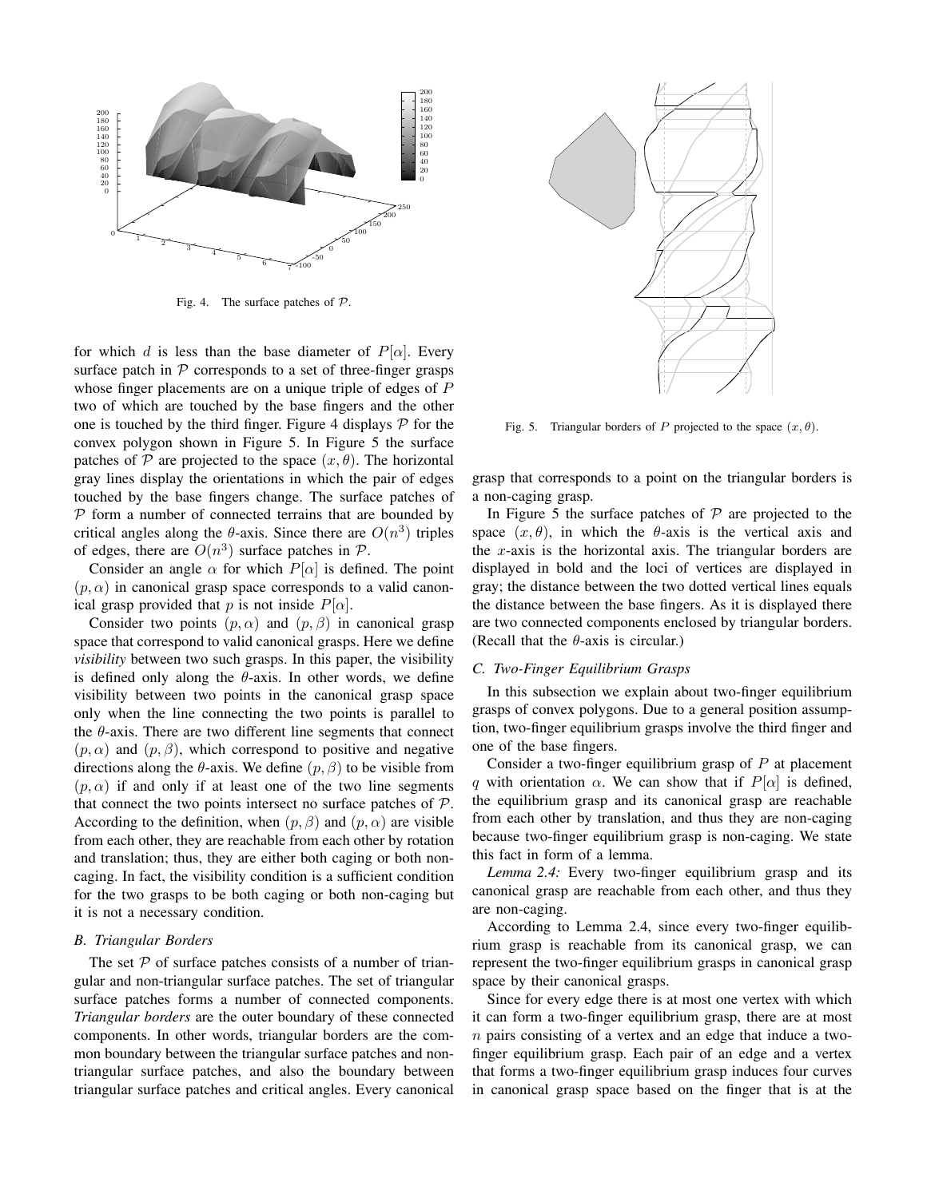Fig. 4. The surface patches of $\mathcal{P}$.

for which $d$ is less than the base diameter of $P[\alpha]$. Every surface patch in $\mathcal{P}$ corresponds to a set of three-finger grasps whose finger placements are on a unique triple of edges of $P$ two of which are touched by the base fingers and the other one is touched by the third finger. Figure 4 displays $\mathcal{P}$ for the convex polygon shown in Figure 5. In Figure 5 the surface patches of $\mathcal{P}$ are projected to the space $(x, \theta)$. The horizontal gray lines display the orientations in which the pair of edges touched by the base fingers change. The surface patches of $\mathcal{P}$ form a number of connected terrains that are bounded by critical angles along the $\theta$-axis. Since there are $O(n^3)$ triples of edges, there are $O(n^3)$ surface patches in $\mathcal{P}$.

Consider an angle $\alpha$ for which $P[\alpha]$ is defined. The point $(p, \alpha)$ in canonical grasp space corresponds to a valid canonical grasp provided that $p$ is not inside $P[\alpha]$.

Consider two points $(p, \alpha)$ and $(p, \beta)$ in canonical grasp space that correspond to valid canonical grasps. Here we define *visibility* between two such grasps. In this paper, the visibility is defined only along the $\theta$-axis. In other words, we define visibility between two points in the canonical grasp space only when the line connecting the two points is parallel to the $\theta$-axis. There are two different line segments that connect $(p, \alpha)$ and $(p, \beta)$, which correspond to positive and negative directions along the $\theta$-axis. We define $(p, \beta)$ to be visible from $(p, \alpha)$ if and only if at least one of the two line segments that connect the two points intersect no surface patches of $\mathcal{P}$. According to the definition, when $(p, \beta)$ and $(p, \alpha)$ are visible from each other, they are reachable from each other by rotation and translation; thus, they are either both caging or both non-caging. In fact, the visibility condition is a sufficient condition for the two grasps to be both caging or both non-caging but it is not a necessary condition.

### B. Triangular Borders

The set $\mathcal{P}$ of surface patches consists of a number of triangular and non-triangular surface patches. The set of triangular surface patches forms a number of connected components. *Triangular borders* are the outer boundary of these connected components. In other words, triangular borders are the common boundary between the triangular surface patches and non-triangular surface patches, and also the boundary between triangular surface patches and critical angles. Every canonical grasp that corresponds to a point on the triangular borders is a non-caging grasp.

Fig. 5. Triangular borders of $P$ projected to the space $(x, \theta)$.

In Figure 5 the surface patches of $\mathcal{P}$ are projected to the space $(x, \theta)$, in which the $\theta$-axis is the vertical axis and the $x$-axis is the horizontal axis. The triangular borders are displayed in bold and the loci of vertices are displayed in gray; the distance between the two dotted vertical lines equals the distance between the base fingers. As it is displayed there are two connected components enclosed by triangular borders. (Recall that the $\theta$-axis is circular.)

### C. Two-Finger Equilibrium Grasps

In this subsection we explain about two-finger equilibrium grasps of convex polygons. Due to a general position assumption, two-finger equilibrium grasps involve the third finger and one of the base fingers.

Consider a two-finger equilibrium grasp of $P$ at placement $q$ with orientation $\alpha$. We can show that if $P[\alpha]$ is defined, the equilibrium grasp and its canonical grasp are reachable from each other by translation, and thus they are non-caging because two-finger equilibrium grasp is non-caging. We state this fact in form of a lemma.

*Lemma 2.4:* Every two-finger equilibrium grasp and its canonical grasp are reachable from each other, and thus they are non-caging.

According to Lemma 2.4, since every two-finger equilibrium grasp is reachable from its canonical grasp, we can represent the two-finger equilibrium grasps in canonical grasp space by their canonical grasps.

Since for every edge there is at most one vertex with which it can form a two-finger equilibrium grasp, there are at most $n$ pairs consisting of a vertex and an edge that induce a two-finger equilibrium grasp. Each pair of an edge and a vertex that forms a two-finger equilibrium grasp induces four curves in canonical grasp space based on the finger that is at the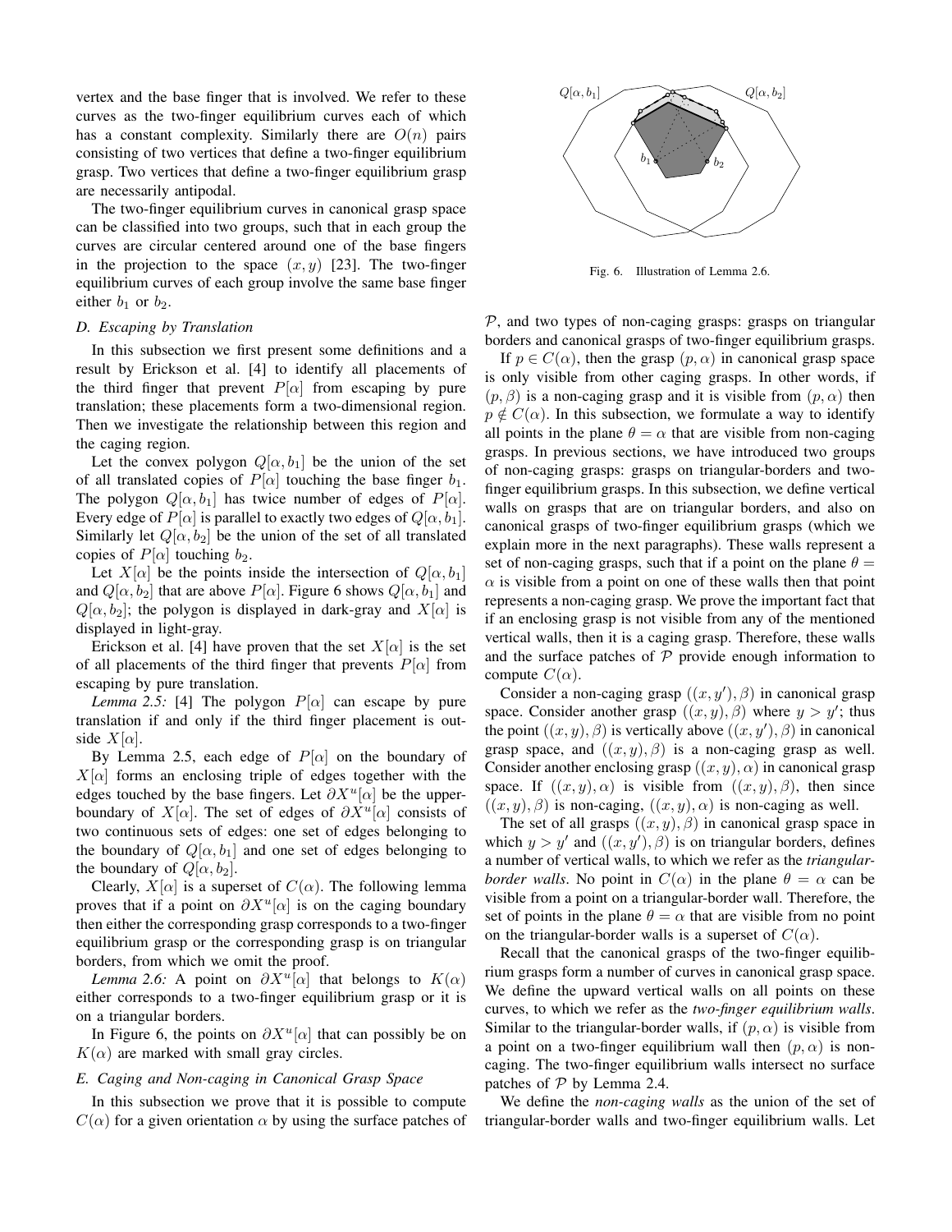vertex and the base finger that is involved. We refer to these curves as the two-finger equilibrium curves each of which has a constant complexity. Similarly there are $O(n)$ pairs consisting of two vertices that define a two-finger equilibrium grasp. Two vertices that define a two-finger equilibrium grasp are necessarily antipodal.

The two-finger equilibrium curves in canonical grasp space can be classified into two groups, such that in each group the curves are circular centered around one of the base fingers in the projection to the space $(x, y)$ [23]. The two-finger equilibrium curves of each group involve the same base finger either $b_1$ or $b_2$.

### D. Escaping by Translation

In this subsection we first present some definitions and a result by Erickson et al. [4] to identify all placements of the third finger that prevent $P[\alpha]$ from escaping by pure translation; these placements form a two-dimensional region. Then we investigate the relationship between this region and the caging region.

Let the convex polygon $Q[\alpha, b_1]$ be the union of the set of all translated copies of $P[\alpha]$ touching the base finger $b_1$. The polygon $Q[\alpha, b_1]$ has twice number of edges of $P[\alpha]$. Every edge of $P[\alpha]$ is parallel to exactly two edges of $Q[\alpha, b_1]$. Similarly let $Q[\alpha, b_2]$ be the union of the set of all translated copies of $P[\alpha]$ touching $b_2$.

Let $X[\alpha]$ be the points inside the intersection of $Q[\alpha, b_1]$ and $Q[\alpha, b_2]$ that are above $P[\alpha]$. Figure 6 shows $Q[\alpha, b_1]$ and $Q[\alpha, b_2]$; the polygon is displayed in dark-gray and $X[\alpha]$ is displayed in light-gray.

Erickson et al. [4] have proven that the set $X[\alpha]$ is the set of all placements of the third finger that prevents $P[\alpha]$ from escaping by pure translation.

*Lemma 2.5:* [4] The polygon $P[\alpha]$ can escape by pure translation if and only if the third finger placement is outside $X[\alpha]$.

By Lemma 2.5, each edge of $P[\alpha]$ on the boundary of $X[\alpha]$ forms an enclosing triple of edges together with the edges touched by the base fingers. Let $\partial X^u[\alpha]$ be the upper-boundary of $X[\alpha]$. The set of edges of $\partial X^u[\alpha]$ consists of two continuous sets of edges: one set of edges belonging to the boundary of $Q[\alpha, b_1]$ and one set of edges belonging to the boundary of $Q[\alpha, b_2]$.

Clearly, $X[\alpha]$ is a superset of $C(\alpha)$. The following lemma proves that if a point on $\partial X^u[\alpha]$ is on the caging boundary then either the corresponding grasp corresponds to a two-finger equilibrium grasp or the corresponding grasp is on triangular borders, from which we omit the proof.

*Lemma 2.6:* A point on $\partial X^u[\alpha]$ that belongs to $K(\alpha)$ either corresponds to a two-finger equilibrium grasp or it is on a triangular borders.

In Figure 6, the points on $\partial X^u[\alpha]$ that can possibly be on $K(\alpha)$ are marked with small gray circles.

### E. Caging and Non-caging in Canonical Grasp Space

In this subsection we prove that it is possible to compute $C(\alpha)$ for a given orientation $\alpha$ by using the surface patches of $\mathcal{P}$, and two types of non-caging grasps: grasps on triangular borders and canonical grasps of two-finger equilibrium grasps.

Fig. 6. Illustration of Lemma 2.6.

If $p \in C(\alpha)$, then the grasp $(p, \alpha)$ in canonical grasp space is only visible from other caging grasps. In other words, if $(p, \beta)$ is a non-caging grasp and it is visible from $(p, \alpha)$ then $p \notin C(\alpha)$. In this subsection, we formulate a way to identify all points in the plane $\theta = \alpha$ that are visible from non-caging grasps. In previous sections, we have introduced two groups of non-caging grasps: grasps on triangular-borders and two-finger equilibrium grasps. In this subsection, we define vertical walls on grasps that are on triangular borders, and also on canonical grasps of two-finger equilibrium grasps (which we explain more in the next paragraphs). These walls represent a set of non-caging grasps, such that if a point on the plane $\theta = \alpha$ is visible from a point on one of these walls then that point represents a non-caging grasp. We prove the important fact that if an enclosing grasp is not visible from any of the mentioned vertical walls, then it is a caging grasp. Therefore, these walls and the surface patches of $\mathcal{P}$ provide enough information to compute $C(\alpha)$.

Consider a non-caging grasp $((x, y'), \beta)$ in canonical grasp space. Consider another grasp $((x, y), \beta)$ where $y > y'$; thus the point $((x, y), \beta)$ is vertically above $((x, y'), \beta)$ in canonical grasp space, and $((x, y), \beta)$ is a non-caging grasp as well. Consider another enclosing grasp $((x, y), \alpha)$ in canonical grasp space. If $((x, y), \alpha)$ is visible from $((x, y), \beta)$, then since $((x, y), \beta)$ is non-caging, $((x, y), \alpha)$ is non-caging as well.

The set of all grasps $((x, y), \beta)$ in canonical grasp space in which $y > y'$ and $((x, y'), \beta)$ is on triangular borders, defines a number of vertical walls, to which we refer as the *triangular-border walls*. No point in $C(\alpha)$ in the plane $\theta = \alpha$ can be visible from a point on a triangular-border wall. Therefore, the set of points in the plane $\theta = \alpha$ that are visible from no point on the triangular-border walls is a superset of $C(\alpha)$.

Recall that the canonical grasps of the two-finger equilibrium grasps form a number of curves in canonical grasp space. We define the upward vertical walls on all points on these curves, to which we refer as the *two-finger equilibrium walls*. Similar to the triangular-border walls, if $(p, \alpha)$ is visible from a point on a two-finger equilibrium wall then $(p, \alpha)$ is non-caging. The two-finger equilibrium walls intersect no surface patches of $\mathcal{P}$ by Lemma 2.4.

We define the *non-caging walls* as the union of the set of triangular-border walls and two-finger equilibrium walls. Let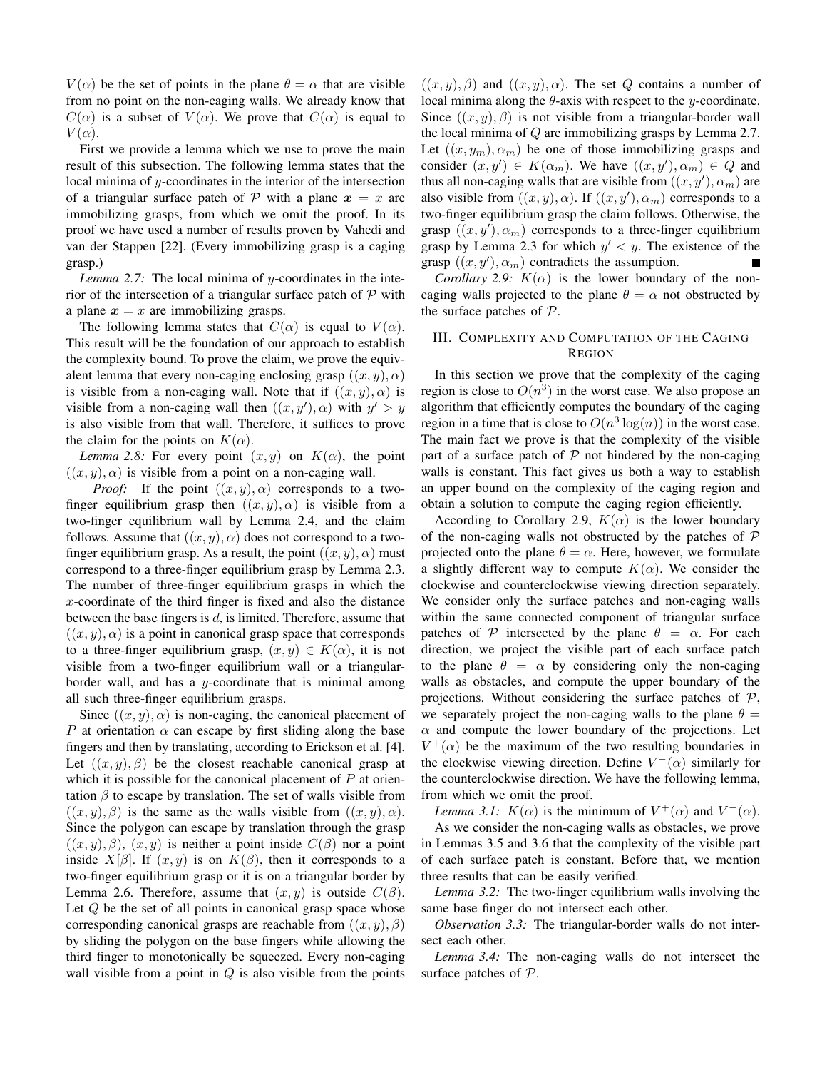$V(\alpha)$ be the set of points in the plane $\theta = \alpha$ that are visible from no point on the non-caging walls. We already know that $C(\alpha)$ is a subset of $V(\alpha)$. We prove that $C(\alpha)$ is equal to $V(\alpha)$.

First we provide a lemma which we use to prove the main result of this subsection. The following lemma states that the local minima of $y$-coordinates in the interior of the intersection of a triangular surface patch of $\mathcal{P}$ with a plane $\boldsymbol{x} = x$ are immobilizing grasps, from which we omit the proof. In its proof we have used a number of results proven by Vahedi and van der Stappen [22]. (Every immobilizing grasp is a caging grasp.)

*Lemma 2.7:* The local minima of $y$-coordinates in the interior of the intersection of a triangular surface patch of $\mathcal{P}$ with a plane $\boldsymbol{x} = x$ are immobilizing grasps.

The following lemma states that $C(\alpha)$ is equal to $V(\alpha)$. This result will be the foundation of our approach to establish the complexity bound. To prove the claim, we prove the equivalent lemma that every non-caging enclosing grasp $((x, y), \alpha)$ is visible from a non-caging wall. Note that if $((x, y), \alpha)$ is visible from a non-caging wall then $((x, y'), \alpha)$ with $y' > y$ is also visible from that wall. Therefore, it suffices to prove the claim for the points on $K(\alpha)$.

*Lemma 2.8:* For every point $(x, y)$ on $K(\alpha)$, the point $((x, y), \alpha)$ is visible from a point on a non-caging wall.

*Proof:* If the point $((x, y), \alpha)$ corresponds to a two-finger equilibrium grasp then $((x, y), \alpha)$ is visible from a two-finger equilibrium wall by Lemma 2.4, and the claim follows. Assume that $((x, y), \alpha)$ does not correspond to a two-finger equilibrium grasp. As a result, the point $((x, y), \alpha)$ must correspond to a three-finger equilibrium grasp by Lemma 2.3. The number of three-finger equilibrium grasps in which the $x$-coordinate of the third finger is fixed and also the distance between the base fingers is $d$, is limited. Therefore, assume that $((x, y), \alpha)$ is a point in canonical grasp space that corresponds to a three-finger equilibrium grasp, $(x, y) \in K(\alpha)$, it is not visible from a two-finger equilibrium wall or a triangular-border wall, and has a $y$-coordinate that is minimal among all such three-finger equilibrium grasps.

Since $((x, y), \alpha)$ is non-caging, the canonical placement of $P$ at orientation $\alpha$ can escape by first sliding along the base fingers and then by translating, according to Erickson et al. [4]. Let $((x, y), \beta)$ be the closest reachable canonical grasp at which it is possible for the canonical placement of $P$ at orientation $\beta$ to escape by translation. The set of walls visible from $((x, y), \beta)$ is the same as the walls visible from $((x, y), \alpha)$. Since the polygon can escape by translation through the grasp $((x, y), \beta)$, $(x, y)$ is neither a point inside $C(\beta)$ nor a point inside $X[\beta]$. If $(x, y)$ is on $K(\beta)$, then it corresponds to a two-finger equilibrium grasp or it is on a triangular border by Lemma 2.6. Therefore, assume that $(x, y)$ is outside $C(\beta)$. Let $Q$ be the set of all points in canonical grasp space whose corresponding canonical grasps are reachable from $((x, y), \beta)$ by sliding the polygon on the base fingers while allowing the third finger to monotonically be squeezed. Every non-caging wall visible from a point in $Q$ is also visible from the points $((x, y), \beta)$ and $((x, y), \alpha)$. The set $Q$ contains a number of local minima along the $\theta$-axis with respect to the $y$-coordinate. Since $((x, y), \beta)$ is not visible from a triangular-border wall the local minima of $Q$ are immobilizing grasps by Lemma 2.7. Let $((x, y_m), \alpha_m)$ be one of those immobilizing grasps and consider $(x, y') \in K(\alpha_m)$. We have $((x, y'), \alpha_m) \in Q$ and thus all non-caging walls that are visible from $((x, y'), \alpha_m)$ are also visible from $((x, y), \alpha)$. If $((x, y'), \alpha_m)$ corresponds to a two-finger equilibrium grasp the claim follows. Otherwise, the grasp $((x, y'), \alpha_m)$ corresponds to a three-finger equilibrium grasp by Lemma 2.3 for which $y' < y$. The existence of the grasp $((x, y'), \alpha_m)$ contradicts the assumption. ∎

*Corollary 2.9:* $K(\alpha)$ is the lower boundary of the non-caging walls projected to the plane $\theta = \alpha$ not obstructed by the surface patches of $\mathcal{P}$.

## III. Complexity and Computation of the Caging Region

In this section we prove that the complexity of the caging region is close to $O(n^3)$ in the worst case. We also propose an algorithm that efficiently computes the boundary of the caging region in a time that is close to $O(n^3 \log(n))$ in the worst case. The main fact we prove is that the complexity of the visible part of a surface patch of $\mathcal{P}$ not hindered by the non-caging walls is constant. This fact gives us both a way to establish an upper bound on the complexity of the caging region and obtain a solution to compute the caging region efficiently.

According to Corollary 2.9, $K(\alpha)$ is the lower boundary of the non-caging walls not obstructed by the patches of $\mathcal{P}$ projected onto the plane $\theta = \alpha$. Here, however, we formulate a slightly different way to compute $K(\alpha)$. We consider the clockwise and counterclockwise viewing direction separately. We consider only the surface patches and non-caging walls within the same connected component of triangular surface patches of $\mathcal{P}$ intersected by the plane $\theta = \alpha$. For each direction, we project the visible part of each surface patch to the plane $\theta = \alpha$ by considering only the non-caging walls as obstacles, and compute the upper boundary of the projections. Without considering the surface patches of $\mathcal{P}$, we separately project the non-caging walls to the plane $\theta = \alpha$ and compute the lower boundary of the projections. Let $V^+(\alpha)$ be the maximum of the two resulting boundaries in the clockwise viewing direction. Define $V^-(\alpha)$ similarly for the counterclockwise direction. We have the following lemma, from which we omit the proof.

*Lemma 3.1:* $K(\alpha)$ is the minimum of $V^+(\alpha)$ and $V^-(\alpha)$.

As we consider the non-caging walls as obstacles, we prove in Lemmas 3.5 and 3.6 that the complexity of the visible part of each surface patch is constant. Before that, we mention three results that can be easily verified.

*Lemma 3.2:* The two-finger equilibrium walls involving the same base finger do not intersect each other.

*Observation 3.3:* The triangular-border walls do not intersect each other.

*Lemma 3.4:* The non-caging walls do not intersect the surface patches of $\mathcal{P}$.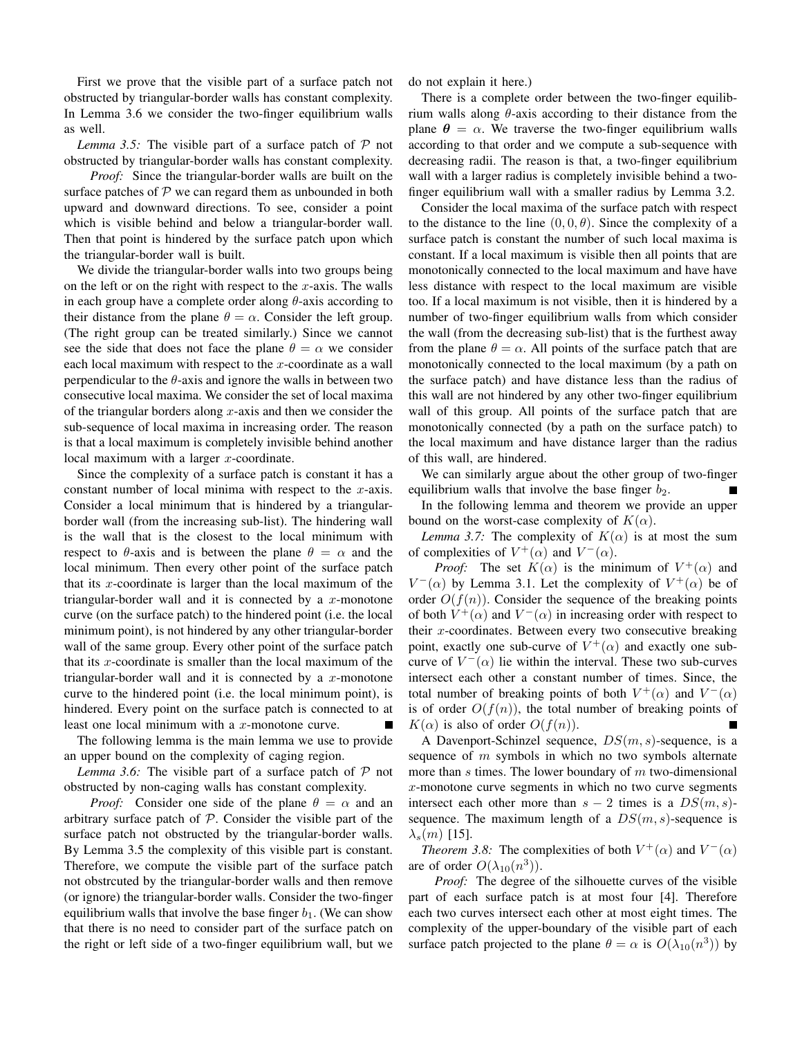First we prove that the visible part of a surface patch not obstructed by triangular-border walls has constant complexity. In Lemma 3.6 we consider the two-finger equilibrium walls as well.

*Lemma 3.5:* The visible part of a surface patch of $\mathcal{P}$ not obstructed by triangular-border walls has constant complexity.

*Proof:* Since the triangular-border walls are built on the surface patches of $\mathcal{P}$ we can regard them as unbounded in both upward and downward directions. To see, consider a point which is visible behind and below a triangular-border wall. Then that point is hindered by the surface patch upon which the triangular-border wall is built.

We divide the triangular-border walls into two groups being on the left or on the right with respect to the $x$-axis. The walls in each group have a complete order along $\theta$-axis according to their distance from the plane $\theta = \alpha$. Consider the left group. (The right group can be treated similarly.) Since we cannot see the side that does not face the plane $\theta = \alpha$ we consider each local maximum with respect to the $x$-coordinate as a wall perpendicular to the $\theta$-axis and ignore the walls in between two consecutive local maxima. We consider the set of local maxima of the triangular borders along $x$-axis and then we consider the sub-sequence of local maxima in increasing order. The reason is that a local maximum is completely invisible behind another local maximum with a larger $x$-coordinate.

Since the complexity of a surface patch is constant it has a constant number of local minima with respect to the $x$-axis. Consider a local minimum that is hindered by a triangular-border wall (from the increasing sub-list). The hindering wall is the wall that is the closest to the local minimum with respect to $\theta$-axis and is between the plane $\theta = \alpha$ and the local minimum. Then every other point of the surface patch that its $x$-coordinate is larger than the local maximum of the triangular-border wall and it is connected by a $x$-monotone curve (on the surface patch) to the hindered point (i.e. the local minimum point), is not hindered by any other triangular-border wall of the same group. Every other point of the surface patch that its $x$-coordinate is smaller than the local maximum of the triangular-border wall and it is connected by a $x$-monotone curve to the hindered point (i.e. the local minimum point), is hindered. Every point on the surface patch is connected to at least one local minimum with a $x$-monotone curve. ∎

The following lemma is the main lemma we use to provide an upper bound on the complexity of caging region.

*Lemma 3.6:* The visible part of a surface patch of $\mathcal{P}$ not obstructed by non-caging walls has constant complexity.

*Proof:* Consider one side of the plane $\theta = \alpha$ and an arbitrary surface patch of $\mathcal{P}$. Consider the visible part of the surface patch not obstructed by the triangular-border walls. By Lemma 3.5 the complexity of this visible part is constant. Therefore, we compute the visible part of the surface patch not obstrcuted by the triangular-border walls and then remove (or ignore) the triangular-border walls. Consider the two-finger equilibrium walls that involve the base finger $b_1$. (We can show that there is no need to consider part of the surface patch on the right or left side of a two-finger equilibrium wall, but we do not explain it here.)

There is a complete order between the two-finger equilibrium walls along $\theta$-axis according to their distance from the plane $\boldsymbol{\theta} = \alpha$. We traverse the two-finger equilibrium walls according to that order and we compute a sub-sequence with decreasing radii. The reason is that, a two-finger equilibrium wall with a larger radius is completely invisible behind a two-finger equilibrium wall with a smaller radius by Lemma 3.2.

Consider the local maxima of the surface patch with respect to the distance to the line $(0, 0, \theta)$. Since the complexity of a surface patch is constant the number of such local maxima is constant. If a local maximum is visible then all points that are monotonically connected to the local maximum and have have less distance with respect to the local maximum are visible too. If a local maximum is not visible, then it is hindered by a number of two-finger equilibrium walls from which consider the wall (from the decreasing sub-list) that is the furthest away from the plane $\theta = \alpha$. All points of the surface patch that are monotonically connected to the local maximum (by a path on the surface patch) and have distance less than the radius of this wall are not hindered by any other two-finger equilibrium wall of this group. All points of the surface patch that are monotonically connected (by a path on the surface patch) to the local maximum and have distance larger than the radius of this wall, are hindered.

We can similarly argue about the other group of two-finger equilibrium walls that involve the base finger $b_2$. ∎

In the following lemma and theorem we provide an upper bound on the worst-case complexity of $K(\alpha)$.

*Lemma 3.7:* The complexity of $K(\alpha)$ is at most the sum of complexities of $V^+(\alpha)$ and $V^-(\alpha)$.

*Proof:* The set $K(\alpha)$ is the minimum of $V^+(\alpha)$ and $V^-(\alpha)$ by Lemma 3.1. Let the complexity of $V^+(\alpha)$ be of order $O(f(n))$. Consider the sequence of the breaking points of both $V^+(\alpha)$ and $V^-(\alpha)$ in increasing order with respect to their $x$-coordinates. Between every two consecutive breaking point, exactly one sub-curve of $V^+(\alpha)$ and exactly one sub-curve of $V^-(\alpha)$ lie within the interval. These two sub-curves intersect each other a constant number of times. Since, the total number of breaking points of both $V^+(\alpha)$ and $V^-(\alpha)$ is of order $O(f(n))$, the total number of breaking points of $K(\alpha)$ is also of order $O(f(n))$. ∎

A Davenport-Schinzel sequence, $DS(m, s)$-sequence, is a sequence of $m$ symbols in which no two symbols alternate more than $s$ times. The lower boundary of $m$ two-dimensional $x$-monotone curve segments in which no two curve segments intersect each other more than $s - 2$ times is a $DS(m, s)$-sequence. The maximum length of a $DS(m, s)$-sequence is $\lambda_s(m)$ [15].

*Theorem 3.8:* The complexities of both $V^+(\alpha)$ and $V^-(\alpha)$ are of order $O(\lambda_{10}(n^3))$.

*Proof:* The degree of the silhouette curves of the visible part of each surface patch is at most four [4]. Therefore each two curves intersect each other at most eight times. The complexity of the upper-boundary of the visible part of each surface patch projected to the plane $\theta = \alpha$ is $O(\lambda_{10}(n^3))$ by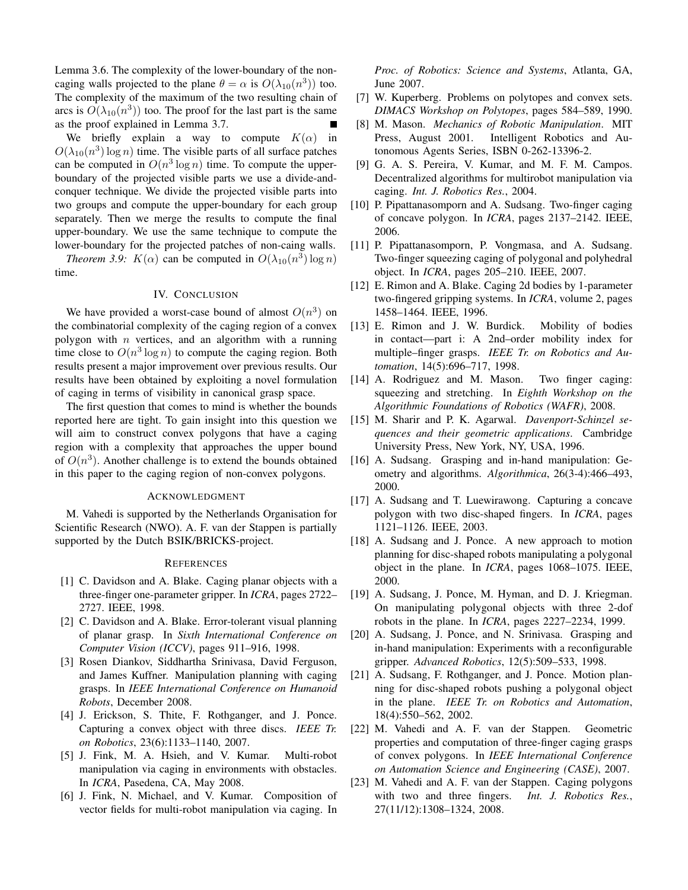Lemma 3.6. The complexity of the lower-boundary of the non-caging walls projected to the plane $\theta = \alpha$ is $O(\lambda_{10}(n^3))$ too. The complexity of the maximum of the two resulting chain of arcs is $O(\lambda_{10}(n^3))$ too. The proof for the last part is the same as the proof explained in Lemma 3.7. ∎

We briefly explain a way to compute $K(\alpha)$ in $O(\lambda_{10}(n^3)\log n)$ time. The visible parts of all surface patches can be computed in $O(n^3 \log n)$ time. To compute the upper-boundary of the projected visible parts we use a divide-and-conquer technique. We divide the projected visible parts into two groups and compute the upper-boundary for each group separately. Then we merge the results to compute the final upper-boundary. We use the same technique to compute the lower-boundary for the projected patches of non-caing walls.

*Theorem 3.9:* $K(\alpha)$ can be computed in $O(\lambda_{10}(n^3)\log n)$ time.

## IV. Conclusion

We have provided a worst-case bound of almost $O(n^3)$ on the combinatorial complexity of the caging region of a convex polygon with $n$ vertices, and an algorithm with a running time close to $O(n^3 \log n)$ to compute the caging region. Both results present a major improvement over previous results. Our results have been obtained by exploiting a novel formulation of caging in terms of visibility in canonical grasp space.

The first question that comes to mind is whether the bounds reported here are tight. To gain insight into this question we will aim to construct convex polygons that have a caging region with a complexity that approaches the upper bound of $O(n^3)$. Another challenge is to extend the bounds obtained in this paper to the caging region of non-convex polygons.

## Acknowledgment

M. Vahedi is supported by the Netherlands Organisation for Scientific Research (NWO). A. F. van der Stappen is partially supported by the Dutch BSIK/BRICKS-project.

## References

[1] C. Davidson and A. Blake. Caging planar objects with a three-finger one-parameter gripper. In *ICRA*, pages 2722–2727. IEEE, 1998.

[2] C. Davidson and A. Blake. Error-tolerant visual planning of planar grasp. In *Sixth International Conference on Computer Vision (ICCV)*, pages 911–916, 1998.

[3] Rosen Diankov, Siddhartha Srinivasa, David Ferguson, and James Kuffner. Manipulation planning with caging grasps. In *IEEE International Conference on Humanoid Robots*, December 2008.

[4] J. Erickson, S. Thite, F. Rothganger, and J. Ponce. Capturing a convex object with three discs. *IEEE Tr. on Robotics*, 23(6):1133–1140, 2007.

[5] J. Fink, M. A. Hsieh, and V. Kumar. Multi-robot manipulation via caging in environments with obstacles. In *ICRA*, Pasedena, CA, May 2008.

[6] J. Fink, N. Michael, and V. Kumar. Composition of vector fields for multi-robot manipulation via caging. In *Proc. of Robotics: Science and Systems*, Atlanta, GA, June 2007.

[7] W. Kuperberg. Problems on polytopes and convex sets. *DIMACS Workshop on Polytopes*, pages 584–589, 1990.

[8] M. Mason. *Mechanics of Robotic Manipulation*. MIT Press, August 2001. Intelligent Robotics and Autonomous Agents Series, ISBN 0-262-13396-2.

[9] G. A. S. Pereira, V. Kumar, and M. F. M. Campos. Decentralized algorithms for multirobot manipulation via caging. *Int. J. Robotics Res.*, 2004.

[10] P. Pipattanasomporn and A. Sudsang. Two-finger caging of concave polygon. In *ICRA*, pages 2137–2142. IEEE, 2006.

[11] P. Pipattanasomporn, P. Vongmasa, and A. Sudsang. Two-finger squeezing caging of polygonal and polyhedral object. In *ICRA*, pages 205–210. IEEE, 2007.

[12] E. Rimon and A. Blake. Caging 2d bodies by 1-parameter two-fingered gripping systems. In *ICRA*, volume 2, pages 1458–1464. IEEE, 1996.

[13] E. Rimon and J. W. Burdick. Mobility of bodies in contact—part i: A 2nd–order mobility index for multiple–finger grasps. *IEEE Tr. on Robotics and Automation*, 14(5):696–717, 1998.

[14] A. Rodriguez and M. Mason. Two finger caging: squeezing and stretching. In *Eighth Workshop on the Algorithmic Foundations of Robotics (WAFR)*, 2008.

[15] M. Sharir and P. K. Agarwal. *Davenport-Schinzel sequences and their geometric applications*. Cambridge University Press, New York, NY, USA, 1996.

[16] A. Sudsang. Grasping and in-hand manipulation: Geometry and algorithms. *Algorithmica*, 26(3-4):466–493, 2000.

[17] A. Sudsang and T. Luewirawong. Capturing a concave polygon with two disc-shaped fingers. In *ICRA*, pages 1121–1126. IEEE, 2003.

[18] A. Sudsang and J. Ponce. A new approach to motion planning for disc-shaped robots manipulating a polygonal object in the plane. In *ICRA*, pages 1068–1075. IEEE, 2000.

[19] A. Sudsang, J. Ponce, M. Hyman, and D. J. Kriegman. On manipulating polygonal objects with three 2-dof robots in the plane. In *ICRA*, pages 2227–2234, 1999.

[20] A. Sudsang, J. Ponce, and N. Srinivasa. Grasping and in-hand manipulation: Experiments with a reconfigurable gripper. *Advanced Robotics*, 12(5):509–533, 1998.

[21] A. Sudsang, F. Rothganger, and J. Ponce. Motion planning for disc-shaped robots pushing a polygonal object in the plane. *IEEE Tr. on Robotics and Automation*, 18(4):550–562, 2002.

[22] M. Vahedi and A. F. van der Stappen. Geometric properties and computation of three-finger caging grasps of convex polygons. In *IEEE International Conference on Automation Science and Engineering (CASE)*, 2007.

[23] M. Vahedi and A. F. van der Stappen. Caging polygons with two and three fingers. *Int. J. Robotics Res.*, 27(11/12):1308–1324, 2008.